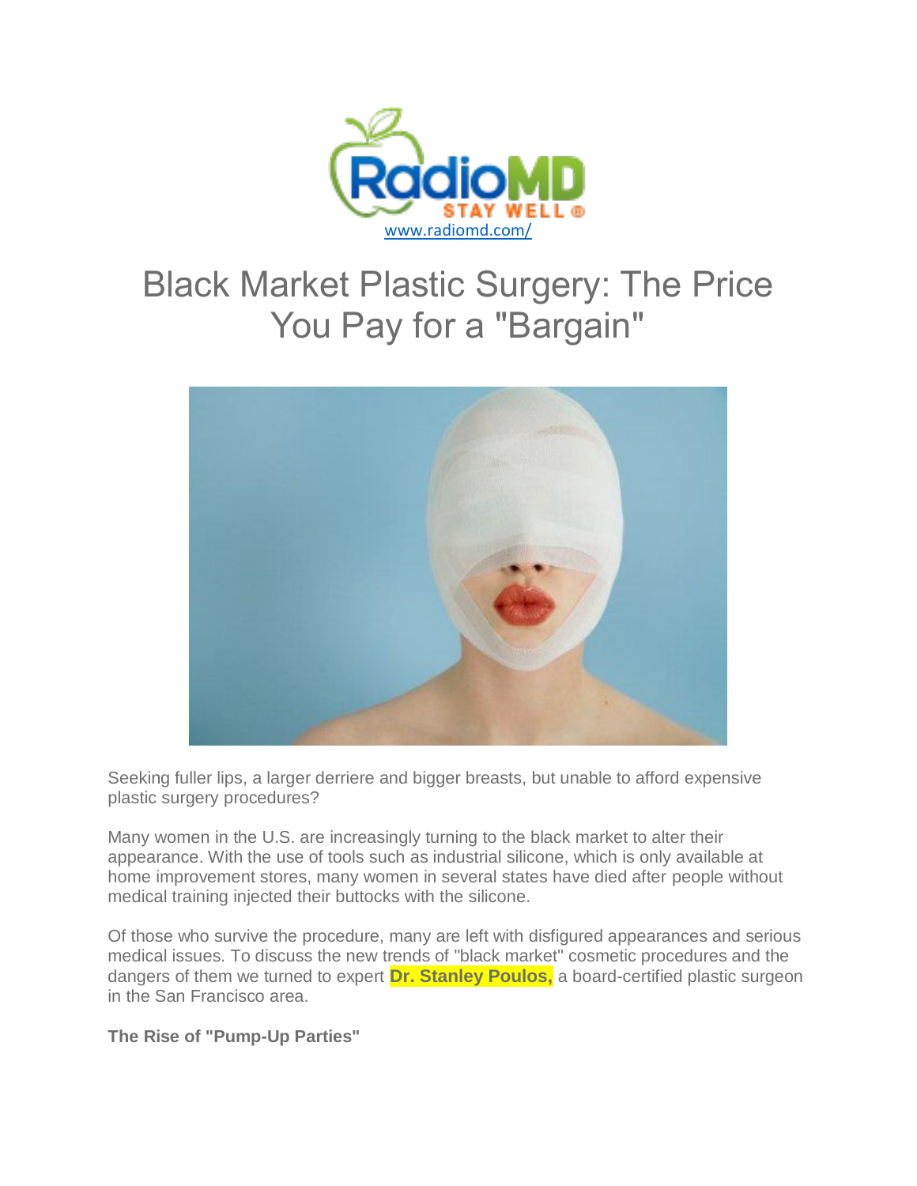RadioMD
STAY WELL®
www.radiomd.com/

# Black Market Plastic Surgery: The Price You Pay for a "Bargain"

Seeking fuller lips, a larger derriere and bigger breasts, but unable to afford expensive plastic surgery procedures?

Many women in the U.S. are increasingly turning to the black market to alter their appearance. With the use of tools such as industrial silicone, which is only available at home improvement stores, many women in several states have died after people without medical training injected their buttocks with the silicone.

Of those who survive the procedure, many are left with disfigured appearances and serious medical issues. To discuss the new trends of "black market" cosmetic procedures and the dangers of them we turned to expert **Dr. Stanley Poulos,** a board-certified plastic surgeon in the San Francisco area.

**The Rise of "Pump-Up Parties"**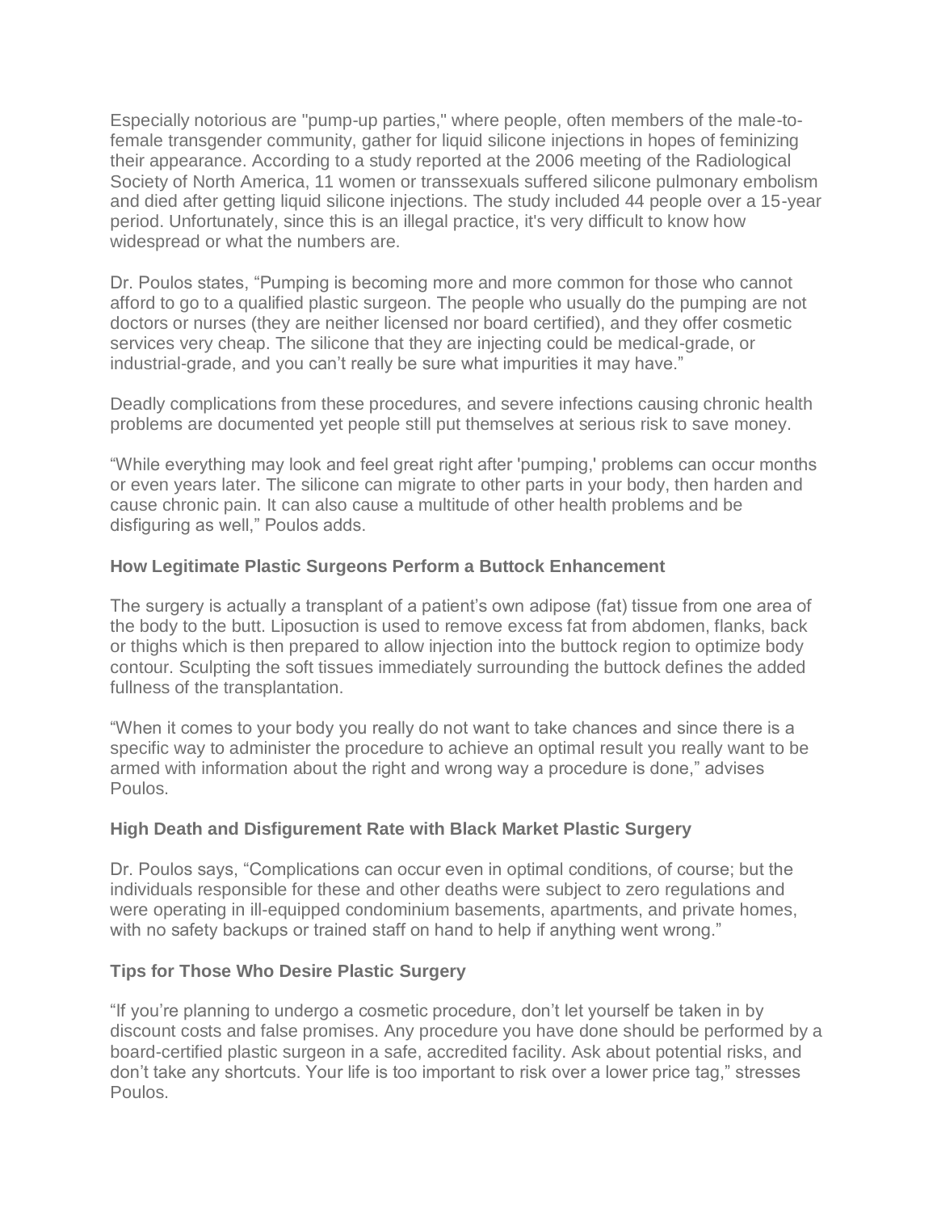Especially notorious are "pump-up parties," where people, often members of the male-to-female transgender community, gather for liquid silicone injections in hopes of feminizing their appearance. According to a study reported at the 2006 meeting of the Radiological Society of North America, 11 women or transsexuals suffered silicone pulmonary embolism and died after getting liquid silicone injections. The study included 44 people over a 15-year period. Unfortunately, since this is an illegal practice, it's very difficult to know how widespread or what the numbers are.

Dr. Poulos states, “Pumping is becoming more and more common for those who cannot afford to go to a qualified plastic surgeon. The people who usually do the pumping are not doctors or nurses (they are neither licensed nor board certified), and they offer cosmetic services very cheap. The silicone that they are injecting could be medical-grade, or industrial-grade, and you can’t really be sure what impurities it may have.”

Deadly complications from these procedures, and severe infections causing chronic health problems are documented yet people still put themselves at serious risk to save money.

“While everything may look and feel great right after 'pumping,' problems can occur months or even years later. The silicone can migrate to other parts in your body, then harden and cause chronic pain. It can also cause a multitude of other health problems and be disfiguring as well,” Poulos adds.

### How Legitimate Plastic Surgeons Perform a Buttock Enhancement

The surgery is actually a transplant of a patient’s own adipose (fat) tissue from one area of the body to the butt. Liposuction is used to remove excess fat from abdomen, flanks, back or thighs which is then prepared to allow injection into the buttock region to optimize body contour. Sculpting the soft tissues immediately surrounding the buttock defines the added fullness of the transplantation.

“When it comes to your body you really do not want to take chances and since there is a specific way to administer the procedure to achieve an optimal result you really want to be armed with information about the right and wrong way a procedure is done,” advises Poulos.

### High Death and Disfigurement Rate with Black Market Plastic Surgery

Dr. Poulos says, “Complications can occur even in optimal conditions, of course; but the individuals responsible for these and other deaths were subject to zero regulations and were operating in ill-equipped condominium basements, apartments, and private homes, with no safety backups or trained staff on hand to help if anything went wrong.”

### Tips for Those Who Desire Plastic Surgery

“If you’re planning to undergo a cosmetic procedure, don’t let yourself be taken in by discount costs and false promises. Any procedure you have done should be performed by a board-certified plastic surgeon in a safe, accredited facility. Ask about potential risks, and don’t take any shortcuts. Your life is too important to risk over a lower price tag,” stresses Poulos.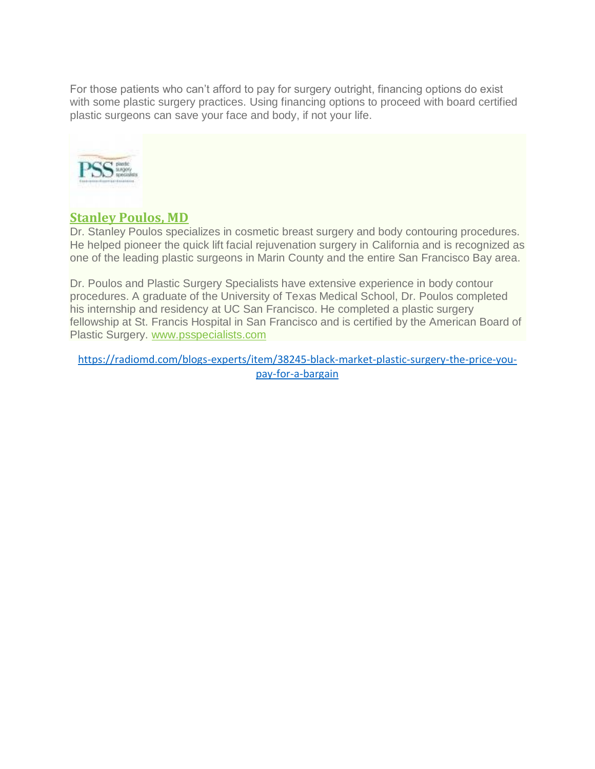For those patients who can't afford to pay for surgery outright, financing options do exist with some plastic surgery practices. Using financing options to proceed with board certified plastic surgeons can save your face and body, if not your life.

## Stanley Poulos, MD

Dr. Stanley Poulos specializes in cosmetic breast surgery and body contouring procedures. He helped pioneer the quick lift facial rejuvenation surgery in California and is recognized as one of the leading plastic surgeons in Marin County and the entire San Francisco Bay area.

Dr. Poulos and Plastic Surgery Specialists have extensive experience in body contour procedures. A graduate of the University of Texas Medical School, Dr. Poulos completed his internship and residency at UC San Francisco. He completed a plastic surgery fellowship at St. Francis Hospital in San Francisco and is certified by the American Board of Plastic Surgery. www.psspecialists.com

https://radiomd.com/blogs-experts/item/38245-black-market-plastic-surgery-the-price-you-pay-for-a-bargain